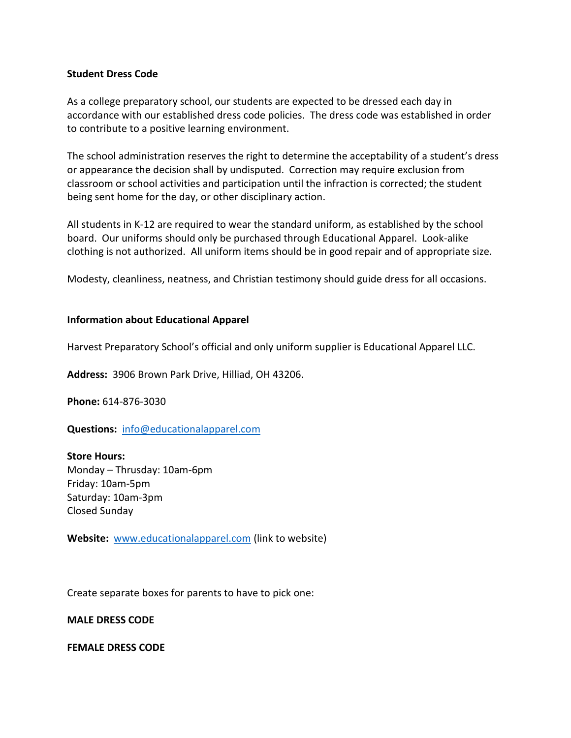**Student Dress Code**

As a college preparatory school, our students are expected to be dressed each day in accordance with our established dress code policies. The dress code was established in order to contribute to a positive learning environment.

The school administration reserves the right to determine the acceptability of a student's dress or appearance the decision shall by undisputed. Correction may require exclusion from classroom or school activities and participation until the infraction is corrected; the student being sent home for the day, or other disciplinary action.

All students in K-12 are required to wear the standard uniform, as established by the school board. Our uniforms should only be purchased through Educational Apparel. Look-alike clothing is not authorized. All uniform items should be in good repair and of appropriate size.

Modesty, cleanliness, neatness, and Christian testimony should guide dress for all occasions.

**Information about Educational Apparel**

Harvest Preparatory School's official and only uniform supplier is Educational Apparel LLC.

**Address:** 3906 Brown Park Drive, Hilliad, OH 43206.

**Phone:** 614-876-3030

**Questions:** info@educationalapparel.com

**Store Hours:**
Monday – Thrusday: 10am-6pm
Friday: 10am-5pm
Saturday: 10am-3pm
Closed Sunday

**Website:** www.educationalapparel.com (link to website)

Create separate boxes for parents to have to pick one:

**MALE DRESS CODE**

**FEMALE DRESS CODE**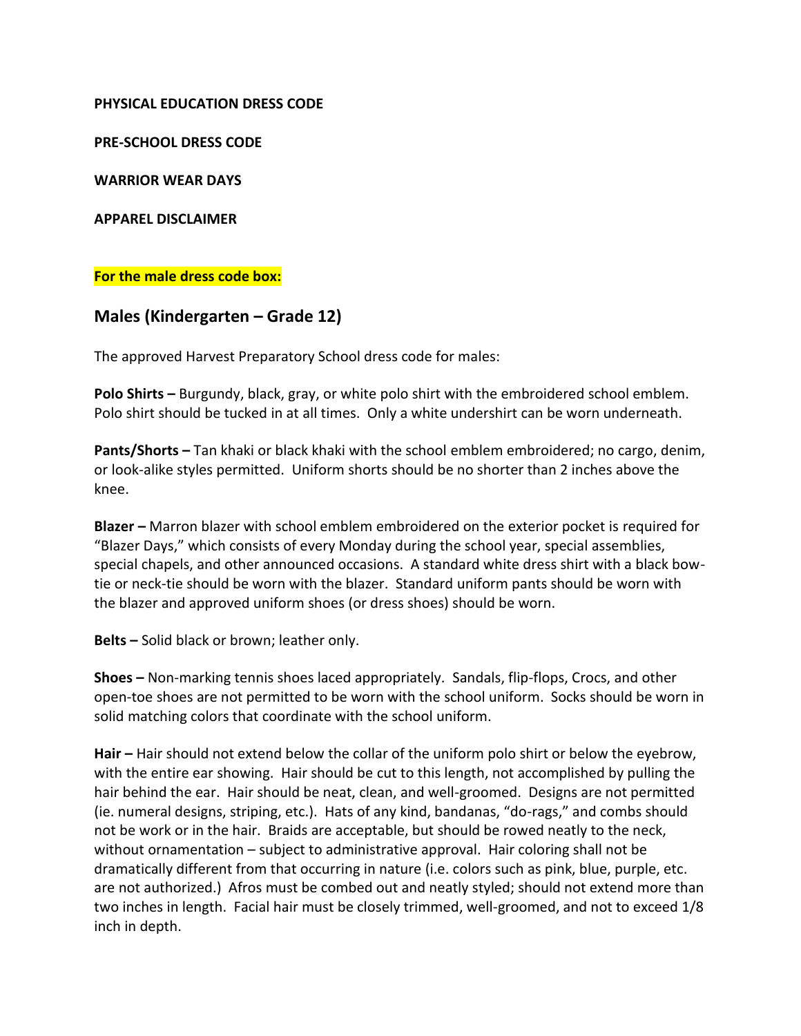**PHYSICAL EDUCATION DRESS CODE**

**PRE-SCHOOL DRESS CODE**

**WARRIOR WEAR DAYS**

**APPAREL DISCLAIMER**

**For the male dress code box:**

## Males (Kindergarten – Grade 12)

The approved Harvest Preparatory School dress code for males:

**Polo Shirts –** Burgundy, black, gray, or white polo shirt with the embroidered school emblem. Polo shirt should be tucked in at all times. Only a white undershirt can be worn underneath.

**Pants/Shorts –** Tan khaki or black khaki with the school emblem embroidered; no cargo, denim, or look-alike styles permitted. Uniform shorts should be no shorter than 2 inches above the knee.

**Blazer –** Marron blazer with school emblem embroidered on the exterior pocket is required for "Blazer Days," which consists of every Monday during the school year, special assemblies, special chapels, and other announced occasions. A standard white dress shirt with a black bow-tie or neck-tie should be worn with the blazer. Standard uniform pants should be worn with the blazer and approved uniform shoes (or dress shoes) should be worn.

**Belts –** Solid black or brown; leather only.

**Shoes –** Non-marking tennis shoes laced appropriately. Sandals, flip-flops, Crocs, and other open-toe shoes are not permitted to be worn with the school uniform. Socks should be worn in solid matching colors that coordinate with the school uniform.

**Hair –** Hair should not extend below the collar of the uniform polo shirt or below the eyebrow, with the entire ear showing. Hair should be cut to this length, not accomplished by pulling the hair behind the ear. Hair should be neat, clean, and well-groomed. Designs are not permitted (ie. numeral designs, striping, etc.). Hats of any kind, bandanas, "do-rags," and combs should not be work or in the hair. Braids are acceptable, but should be rowed neatly to the neck, without ornamentation – subject to administrative approval. Hair coloring shall not be dramatically different from that occurring in nature (i.e. colors such as pink, blue, purple, etc. are not authorized.) Afros must be combed out and neatly styled; should not extend more than two inches in length. Facial hair must be closely trimmed, well-groomed, and not to exceed 1/8 inch in depth.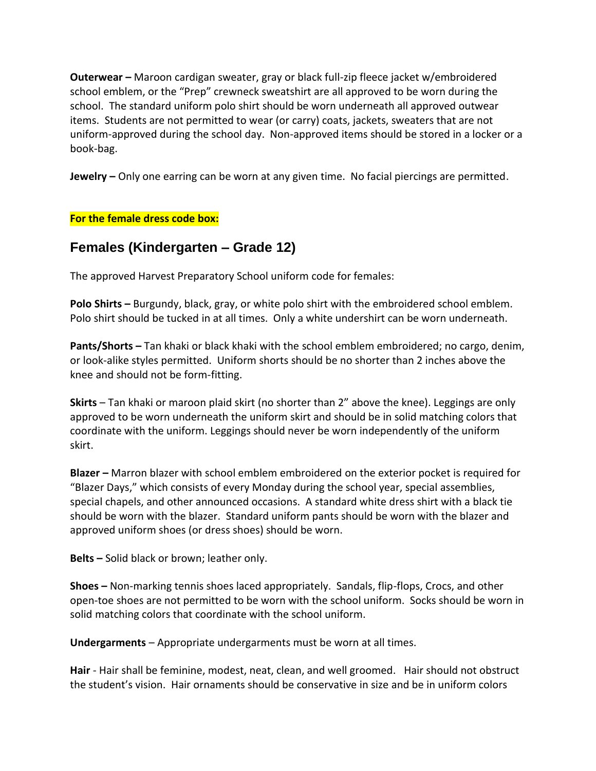**Outerwear –** Maroon cardigan sweater, gray or black full-zip fleece jacket w/embroidered school emblem, or the "Prep" crewneck sweatshirt are all approved to be worn during the school. The standard uniform polo shirt should be worn underneath all approved outwear items. Students are not permitted to wear (or carry) coats, jackets, sweaters that are not uniform-approved during the school day. Non-approved items should be stored in a locker or a book-bag.

**Jewelry –** Only one earring can be worn at any given time. No facial piercings are permitted.

**For the female dress code box:**

## Females (Kindergarten – Grade 12)

The approved Harvest Preparatory School uniform code for females:

**Polo Shirts –** Burgundy, black, gray, or white polo shirt with the embroidered school emblem. Polo shirt should be tucked in at all times. Only a white undershirt can be worn underneath.

**Pants/Shorts –** Tan khaki or black khaki with the school emblem embroidered; no cargo, denim, or look-alike styles permitted. Uniform shorts should be no shorter than 2 inches above the knee and should not be form-fitting.

**Skirts** – Tan khaki or maroon plaid skirt (no shorter than 2" above the knee). Leggings are only approved to be worn underneath the uniform skirt and should be in solid matching colors that coordinate with the uniform. Leggings should never be worn independently of the uniform skirt.

**Blazer –** Marron blazer with school emblem embroidered on the exterior pocket is required for "Blazer Days," which consists of every Monday during the school year, special assemblies, special chapels, and other announced occasions. A standard white dress shirt with a black tie should be worn with the blazer. Standard uniform pants should be worn with the blazer and approved uniform shoes (or dress shoes) should be worn.

**Belts –** Solid black or brown; leather only.

**Shoes –** Non-marking tennis shoes laced appropriately. Sandals, flip-flops, Crocs, and other open-toe shoes are not permitted to be worn with the school uniform. Socks should be worn in solid matching colors that coordinate with the school uniform.

**Undergarments** – Appropriate undergarments must be worn at all times.

**Hair** - Hair shall be feminine, modest, neat, clean, and well groomed. Hair should not obstruct the student's vision. Hair ornaments should be conservative in size and be in uniform colors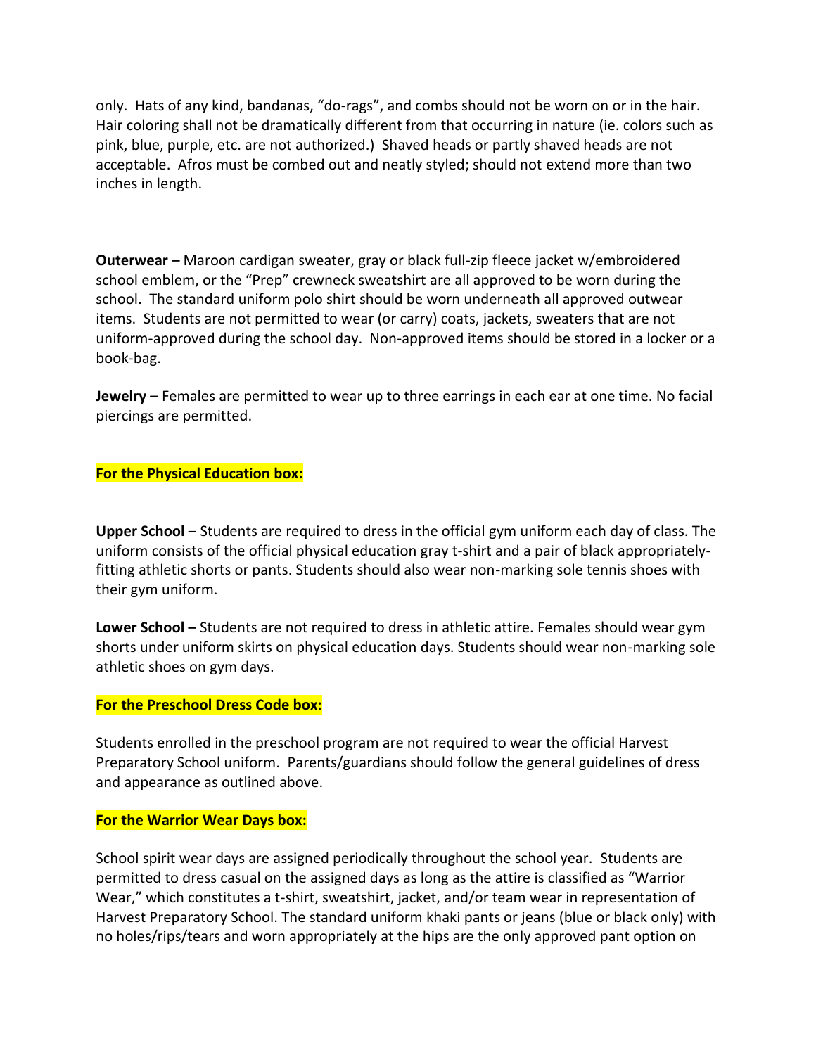only. Hats of any kind, bandanas, "do-rags", and combs should not be worn on or in the hair. Hair coloring shall not be dramatically different from that occurring in nature (ie. colors such as pink, blue, purple, etc. are not authorized.) Shaved heads or partly shaved heads are not acceptable. Afros must be combed out and neatly styled; should not extend more than two inches in length.

**Outerwear –** Maroon cardigan sweater, gray or black full-zip fleece jacket w/embroidered school emblem, or the "Prep" crewneck sweatshirt are all approved to be worn during the school. The standard uniform polo shirt should be worn underneath all approved outwear items. Students are not permitted to wear (or carry) coats, jackets, sweaters that are not uniform-approved during the school day. Non-approved items should be stored in a locker or a book-bag.

**Jewelry –** Females are permitted to wear up to three earrings in each ear at one time. No facial piercings are permitted.

**For the Physical Education box:**

**Upper School** – Students are required to dress in the official gym uniform each day of class. The uniform consists of the official physical education gray t-shirt and a pair of black appropriately-fitting athletic shorts or pants. Students should also wear non-marking sole tennis shoes with their gym uniform.

**Lower School –** Students are not required to dress in athletic attire. Females should wear gym shorts under uniform skirts on physical education days. Students should wear non-marking sole athletic shoes on gym days.

**For the Preschool Dress Code box:**

Students enrolled in the preschool program are not required to wear the official Harvest Preparatory School uniform. Parents/guardians should follow the general guidelines of dress and appearance as outlined above.

**For the Warrior Wear Days box:**

School spirit wear days are assigned periodically throughout the school year. Students are permitted to dress casual on the assigned days as long as the attire is classified as "Warrior Wear," which constitutes a t-shirt, sweatshirt, jacket, and/or team wear in representation of Harvest Preparatory School. The standard uniform khaki pants or jeans (blue or black only) with no holes/rips/tears and worn appropriately at the hips are the only approved pant option on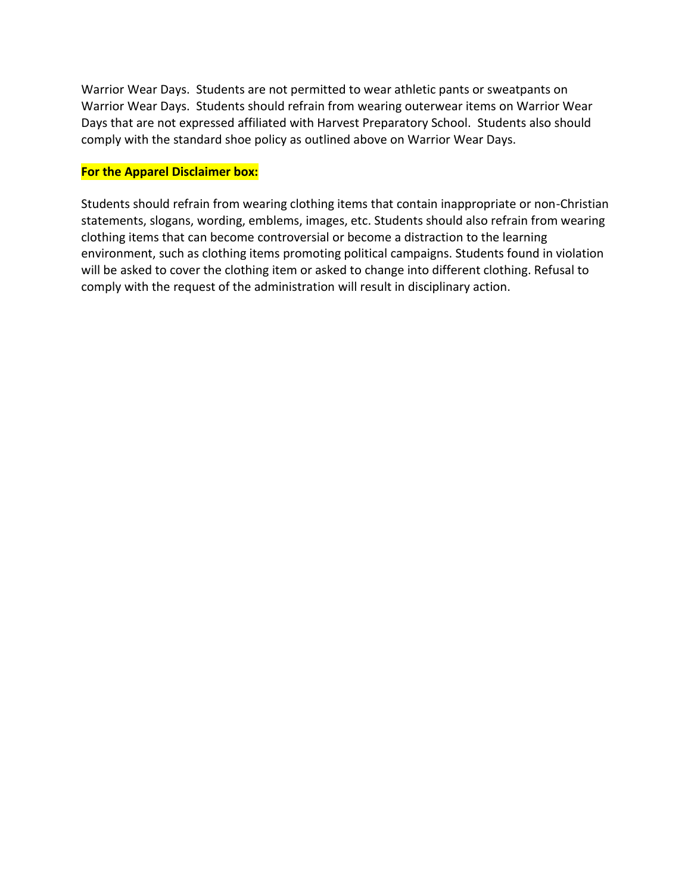Warrior Wear Days. Students are not permitted to wear athletic pants or sweatpants on Warrior Wear Days. Students should refrain from wearing outerwear items on Warrior Wear Days that are not expressed affiliated with Harvest Preparatory School. Students also should comply with the standard shoe policy as outlined above on Warrior Wear Days.

**For the Apparel Disclaimer box:**

Students should refrain from wearing clothing items that contain inappropriate or non-Christian statements, slogans, wording, emblems, images, etc. Students should also refrain from wearing clothing items that can become controversial or become a distraction to the learning environment, such as clothing items promoting political campaigns. Students found in violation will be asked to cover the clothing item or asked to change into different clothing. Refusal to comply with the request of the administration will result in disciplinary action.